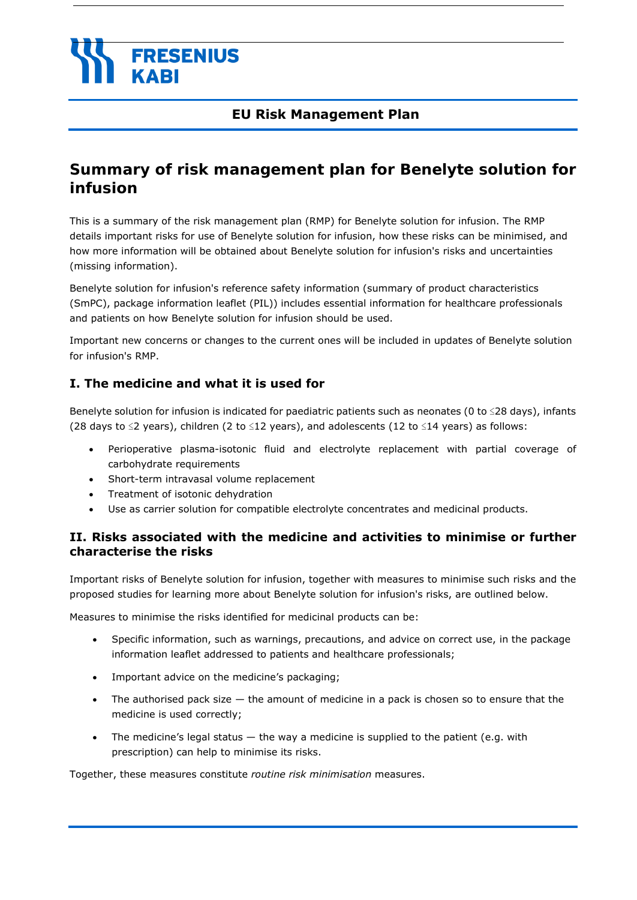# Summary of risk management plan for Benelyte solution for infusion

This is a summary of the risk management plan (RMP) for Benelyte solution for infusion. The RMP details important risks for use of Benelyte solution for infusion, how these risks can be minimised, and how more information will be obtained about Benelyte solution for infusion's risks and uncertainties (missing information).

Benelyte solution for infusion's reference safety information (summary of product characteristics (SmPC), package information leaflet (PIL)) includes essential information for healthcare professionals and patients on how Benelyte solution for infusion should be used.

Important new concerns or changes to the current ones will be included in updates of Benelyte solution for infusion's RMP.

## I. The medicine and what it is used for

Benelyte solution for infusion is indicated for paediatric patients such as neonates (0 to ≤28 days), infants (28 days to ≤2 years), children (2 to ≤12 years), and adolescents (12 to ≤14 years) as follows:

- Perioperative plasma-isotonic fluid and electrolyte replacement with partial coverage of carbohydrate requirements
- Short-term intravasal volume replacement
- Treatment of isotonic dehydration
- Use as carrier solution for compatible electrolyte concentrates and medicinal products.

## II. Risks associated with the medicine and activities to minimise or further characterise the risks

Important risks of Benelyte solution for infusion, together with measures to minimise such risks and the proposed studies for learning more about Benelyte solution for infusion's risks, are outlined below.

Measures to minimise the risks identified for medicinal products can be:

- Specific information, such as warnings, precautions, and advice on correct use, in the package information leaflet addressed to patients and healthcare professionals;
- Important advice on the medicine's packaging;
- The authorised pack size — the amount of medicine in a pack is chosen so to ensure that the medicine is used correctly;
- The medicine's legal status — the way a medicine is supplied to the patient (e.g. with prescription) can help to minimise its risks.

Together, these measures constitute *routine risk minimisation* measures.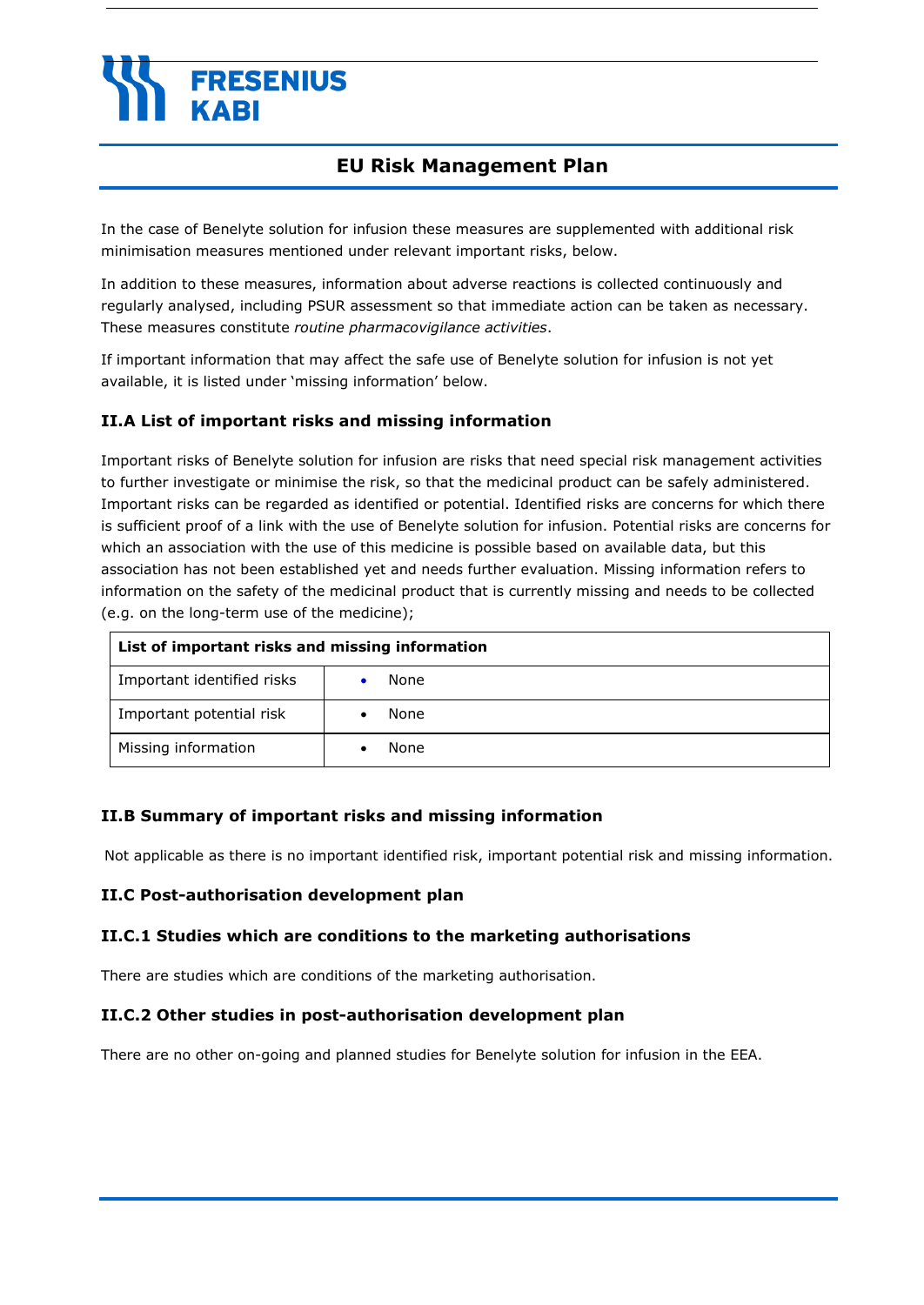In the case of Benelyte solution for infusion these measures are supplemented with additional risk minimisation measures mentioned under relevant important risks, below.

In addition to these measures, information about adverse reactions is collected continuously and regularly analysed, including PSUR assessment so that immediate action can be taken as necessary. These measures constitute *routine pharmacovigilance activities*.

If important information that may affect the safe use of Benelyte solution for infusion is not yet available, it is listed under 'missing information' below.

### II.A List of important risks and missing information

Important risks of Benelyte solution for infusion are risks that need special risk management activities to further investigate or minimise the risk, so that the medicinal product can be safely administered. Important risks can be regarded as identified or potential. Identified risks are concerns for which there is sufficient proof of a link with the use of Benelyte solution for infusion. Potential risks are concerns for which an association with the use of this medicine is possible based on available data, but this association has not been established yet and needs further evaluation. Missing information refers to information on the safety of the medicinal product that is currently missing and needs to be collected (e.g. on the long-term use of the medicine);

| List of important risks and missing information | |
|---|---|
| Important identified risks | • None |
| Important potential risk | • None |
| Missing information | • None |

### II.B Summary of important risks and missing information

Not applicable as there is no important identified risk, important potential risk and missing information.

### II.C Post-authorisation development plan

### II.C.1 Studies which are conditions to the marketing authorisations

There are studies which are conditions of the marketing authorisation.

### II.C.2 Other studies in post-authorisation development plan

There are no other on-going and planned studies for Benelyte solution for infusion in the EEA.